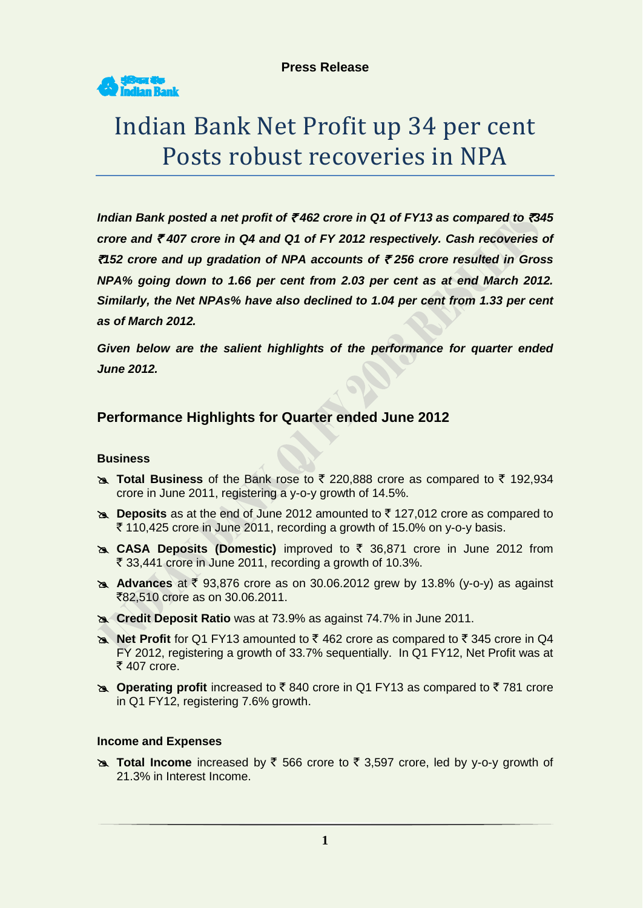**Press Release**

# Indian Bank Net Profit up 34 per cent Posts robust recoveries in NPA

***Indian Bank posted a net profit of ₹462 crore in Q1 of FY13 as compared to ₹345 crore and ₹407 crore in Q4 and Q1 of FY 2012 respectively. Cash recoveries of ₹152 crore and up gradation of NPA accounts of ₹256 crore resulted in Gross NPA% going down to 1.66 per cent from 2.03 per cent as at end March 2012. Similarly, the Net NPAs% have also declined to 1.04 per cent from 1.33 per cent as of March 2012.***

***Given below are the salient highlights of the performance for quarter ended June 2012.***

## Performance Highlights for Quarter ended June 2012

### Business

- **Total Business** of the Bank rose to ₹ 220,888 crore as compared to ₹ 192,934 crore in June 2011, registering a y-o-y growth of 14.5%.
- **Deposits** as at the end of June 2012 amounted to ₹ 127,012 crore as compared to ₹ 110,425 crore in June 2011, recording a growth of 15.0% on y-o-y basis.
- **CASA Deposits (Domestic)** improved to ₹ 36,871 crore in June 2012 from ₹ 33,441 crore in June 2011, recording a growth of 10.3%.
- **Advances** at ₹ 93,876 crore as on 30.06.2012 grew by 13.8% (y-o-y) as against ₹82,510 crore as on 30.06.2011.
- **Credit Deposit Ratio** was at 73.9% as against 74.7% in June 2011.
- **Net Profit** for Q1 FY13 amounted to ₹ 462 crore as compared to ₹ 345 crore in Q4 FY 2012, registering a growth of 33.7% sequentially. In Q1 FY12, Net Profit was at ₹ 407 crore.
- **Operating profit** increased to ₹ 840 crore in Q1 FY13 as compared to ₹ 781 crore in Q1 FY12, registering 7.6% growth.

### Income and Expenses

- **Total Income** increased by ₹ 566 crore to ₹ 3,597 crore, led by y-o-y growth of 21.3% in Interest Income.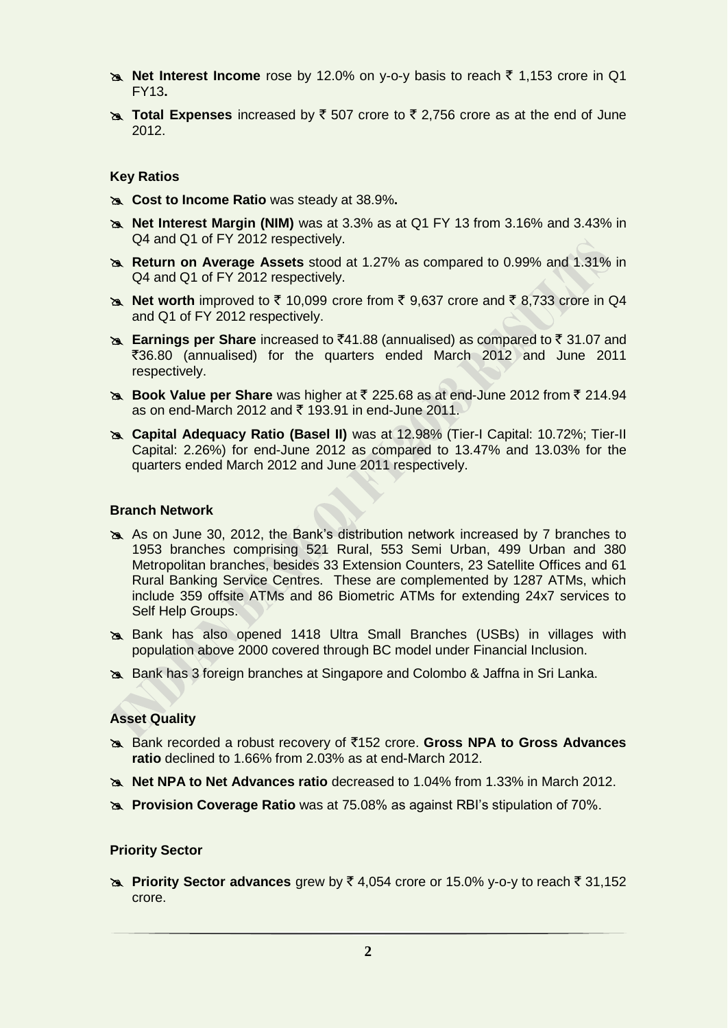- **Net Interest Income** rose by 12.0% on y-o-y basis to reach ₹ 1,153 crore in Q1 FY13**.**
- **Total Expenses** increased by ₹ 507 crore to ₹ 2,756 crore as at the end of June 2012.

**Key Ratios**

- **Cost to Income Ratio** was steady at 38.9%**.**
- **Net Interest Margin (NIM)** was at 3.3% as at Q1 FY 13 from 3.16% and 3.43% in Q4 and Q1 of FY 2012 respectively.
- **Return on Average Assets** stood at 1.27% as compared to 0.99% and 1.31% in Q4 and Q1 of FY 2012 respectively.
- **Net worth** improved to ₹ 10,099 crore from ₹ 9,637 crore and ₹ 8,733 crore in Q4 and Q1 of FY 2012 respectively.
- **Earnings per Share** increased to ₹41.88 (annualised) as compared to ₹ 31.07 and ₹36.80 (annualised) for the quarters ended March 2012 and June 2011 respectively.
- **Book Value per Share** was higher at ₹ 225.68 as at end-June 2012 from ₹ 214.94 as on end-March 2012 and ₹ 193.91 in end-June 2011.
- **Capital Adequacy Ratio (Basel II)** was at 12.98% (Tier-I Capital: 10.72%; Tier-II Capital: 2.26%) for end-June 2012 as compared to 13.47% and 13.03% for the quarters ended March 2012 and June 2011 respectively.

**Branch Network**

- As on June 30, 2012, the Bank's distribution network increased by 7 branches to 1953 branches comprising 521 Rural, 553 Semi Urban, 499 Urban and 380 Metropolitan branches, besides 33 Extension Counters, 23 Satellite Offices and 61 Rural Banking Service Centres. These are complemented by 1287 ATMs, which include 359 offsite ATMs and 86 Biometric ATMs for extending 24x7 services to Self Help Groups.
- Bank has also opened 1418 Ultra Small Branches (USBs) in villages with population above 2000 covered through BC model under Financial Inclusion.
- Bank has 3 foreign branches at Singapore and Colombo & Jaffna in Sri Lanka.

**Asset Quality**

- Bank recorded a robust recovery of ₹152 crore. **Gross NPA to Gross Advances ratio** declined to 1.66% from 2.03% as at end-March 2012.
- **Net NPA to Net Advances ratio** decreased to 1.04% from 1.33% in March 2012.
- **Provision Coverage Ratio** was at 75.08% as against RBI's stipulation of 70%.

**Priority Sector**

- **Priority Sector advances** grew by ₹ 4,054 crore or 15.0% y-o-y to reach ₹ 31,152 crore.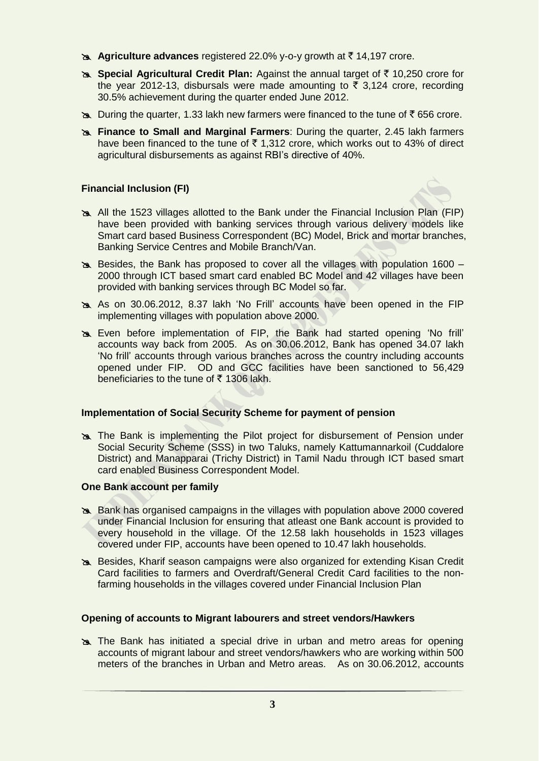- **Agriculture advances** registered 22.0% y-o-y growth at ₹ 14,197 crore.
- **Special Agricultural Credit Plan:** Against the annual target of ₹ 10,250 crore for the year 2012-13, disbursals were made amounting to ₹ 3,124 crore, recording 30.5% achievement during the quarter ended June 2012.
- During the quarter, 1.33 lakh new farmers were financed to the tune of ₹ 656 crore.
- **Finance to Small and Marginal Farmers**: During the quarter, 2.45 lakh farmers have been financed to the tune of ₹ 1,312 crore, which works out to 43% of direct agricultural disbursements as against RBI's directive of 40%.

**Financial Inclusion (FI)**

- All the 1523 villages allotted to the Bank under the Financial Inclusion Plan (FIP) have been provided with banking services through various delivery models like Smart card based Business Correspondent (BC) Model, Brick and mortar branches, Banking Service Centres and Mobile Branch/Van.
- Besides, the Bank has proposed to cover all the villages with population 1600 – 2000 through ICT based smart card enabled BC Model and 42 villages have been provided with banking services through BC Model so far.
- As on 30.06.2012, 8.37 lakh 'No Frill' accounts have been opened in the FIP implementing villages with population above 2000.
- Even before implementation of FIP, the Bank had started opening 'No frill' accounts way back from 2005. As on 30.06.2012, Bank has opened 34.07 lakh 'No frill' accounts through various branches across the country including accounts opened under FIP. OD and GCC facilities have been sanctioned to 56,429 beneficiaries to the tune of ₹ 1306 lakh.

**Implementation of Social Security Scheme for payment of pension**

- The Bank is implementing the Pilot project for disbursement of Pension under Social Security Scheme (SSS) in two Taluks, namely Kattumannarkoil (Cuddalore District) and Manapparai (Trichy District) in Tamil Nadu through ICT based smart card enabled Business Correspondent Model.

**One Bank account per family**

- Bank has organised campaigns in the villages with population above 2000 covered under Financial Inclusion for ensuring that atleast one Bank account is provided to every household in the village. Of the 12.58 lakh households in 1523 villages covered under FIP, accounts have been opened to 10.47 lakh households.
- Besides, Kharif season campaigns were also organized for extending Kisan Credit Card facilities to farmers and Overdraft/General Credit Card facilities to the non-farming households in the villages covered under Financial Inclusion Plan

**Opening of accounts to Migrant labourers and street vendors/Hawkers**

- The Bank has initiated a special drive in urban and metro areas for opening accounts of migrant labour and street vendors/hawkers who are working within 500 meters of the branches in Urban and Metro areas. As on 30.06.2012, accounts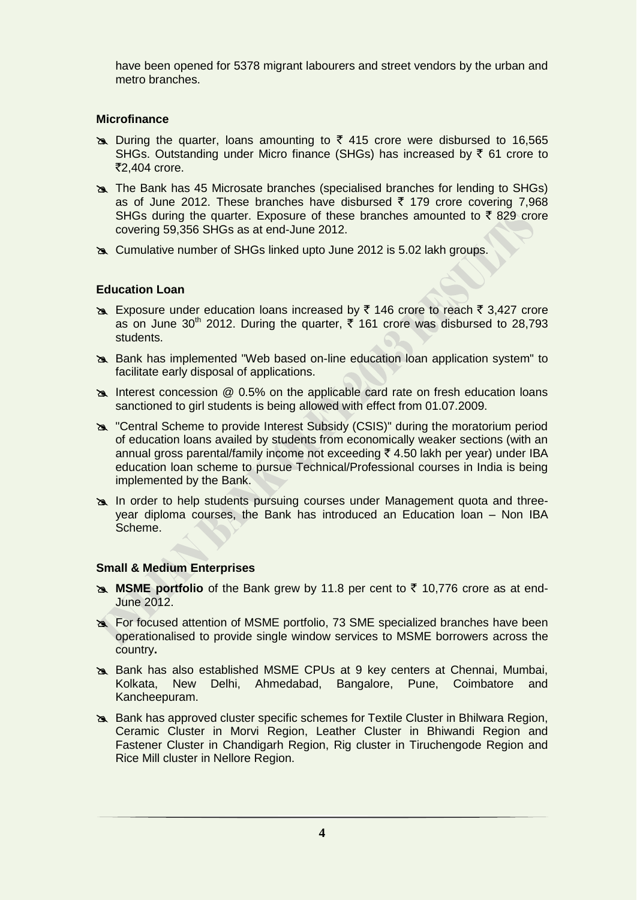have been opened for 5378 migrant labourers and street vendors by the urban and metro branches.

**Microfinance**

- During the quarter, loans amounting to ₹ 415 crore were disbursed to 16,565 SHGs. Outstanding under Micro finance (SHGs) has increased by ₹ 61 crore to ₹2,404 crore.
- The Bank has 45 Microsate branches (specialised branches for lending to SHGs) as of June 2012. These branches have disbursed ₹ 179 crore covering 7,968 SHGs during the quarter. Exposure of these branches amounted to ₹ 829 crore covering 59,356 SHGs as at end-June 2012.
- Cumulative number of SHGs linked upto June 2012 is 5.02 lakh groups.

**Education Loan**

- Exposure under education loans increased by ₹ 146 crore to reach ₹ 3,427 crore as on June 30th 2012. During the quarter, ₹ 161 crore was disbursed to 28,793 students.
- Bank has implemented "Web based on-line education loan application system" to facilitate early disposal of applications.
- Interest concession @ 0.5% on the applicable card rate on fresh education loans sanctioned to girl students is being allowed with effect from 01.07.2009.
- "Central Scheme to provide Interest Subsidy (CSIS)" during the moratorium period of education loans availed by students from economically weaker sections (with an annual gross parental/family income not exceeding ₹ 4.50 lakh per year) under IBA education loan scheme to pursue Technical/Professional courses in India is being implemented by the Bank.
- In order to help students pursuing courses under Management quota and three-year diploma courses, the Bank has introduced an Education loan – Non IBA Scheme.

**Small & Medium Enterprises**

- **MSME portfolio** of the Bank grew by 11.8 per cent to ₹ 10,776 crore as at end-June 2012.
- For focused attention of MSME portfolio, 73 SME specialized branches have been operationalised to provide single window services to MSME borrowers across the country**.**
- Bank has also established MSME CPUs at 9 key centers at Chennai, Mumbai, Kolkata, New Delhi, Ahmedabad, Bangalore, Pune, Coimbatore and Kancheepuram.
- Bank has approved cluster specific schemes for Textile Cluster in Bhilwara Region, Ceramic Cluster in Morvi Region, Leather Cluster in Bhiwandi Region and Fastener Cluster in Chandigarh Region, Rig cluster in Tiruchengode Region and Rice Mill cluster in Nellore Region.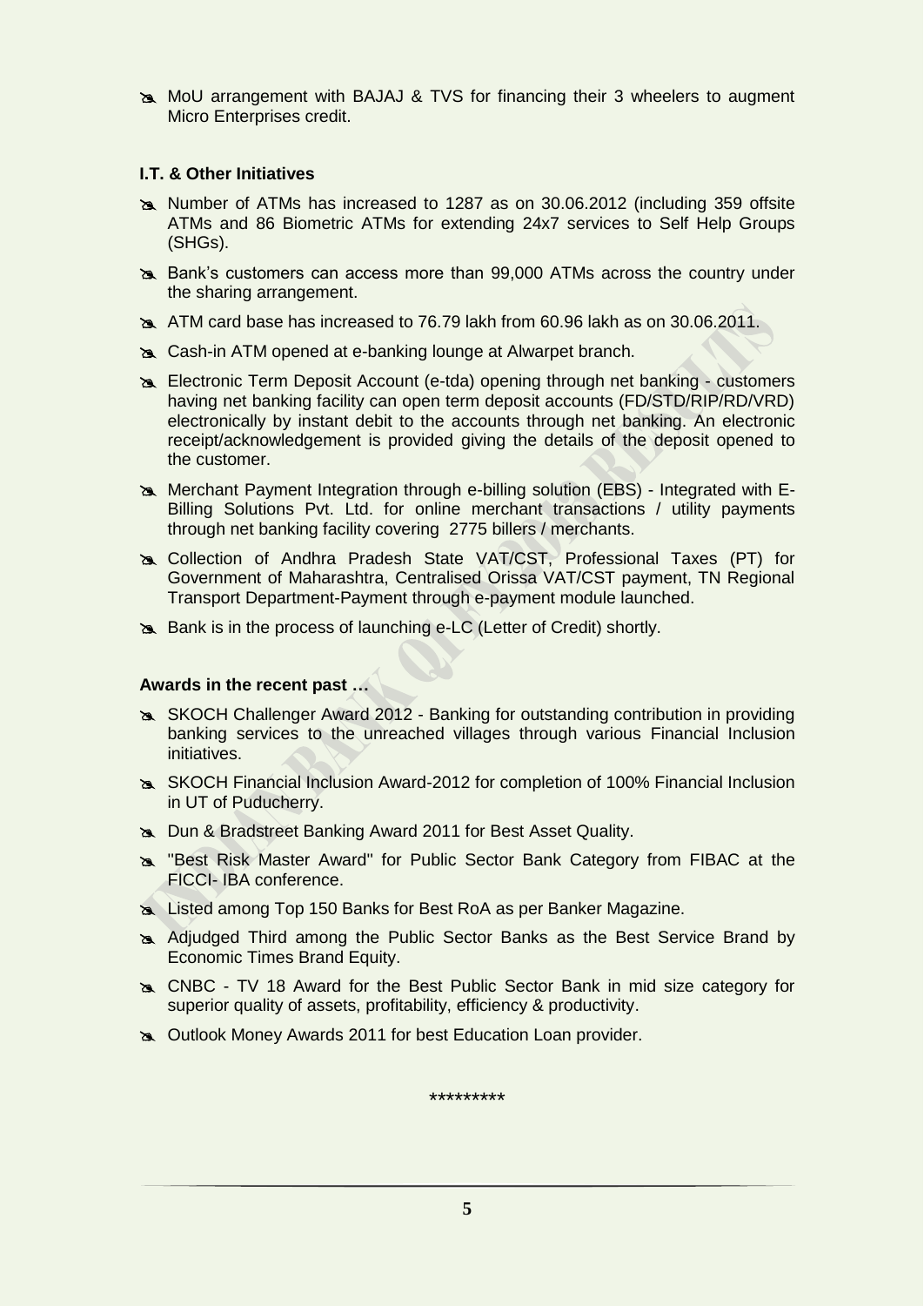- MoU arrangement with BAJAJ & TVS for financing their 3 wheelers to augment Micro Enterprises credit.

**I.T. & Other Initiatives**

- Number of ATMs has increased to 1287 as on 30.06.2012 (including 359 offsite ATMs and 86 Biometric ATMs for extending 24x7 services to Self Help Groups (SHGs).
- Bank's customers can access more than 99,000 ATMs across the country under the sharing arrangement.
- ATM card base has increased to 76.79 lakh from 60.96 lakh as on 30.06.2011.
- Cash-in ATM opened at e-banking lounge at Alwarpet branch.
- Electronic Term Deposit Account (e-tda) opening through net banking - customers having net banking facility can open term deposit accounts (FD/STD/RIP/RD/VRD) electronically by instant debit to the accounts through net banking. An electronic receipt/acknowledgement is provided giving the details of the deposit opened to the customer.
- Merchant Payment Integration through e-billing solution (EBS) - Integrated with E-Billing Solutions Pvt. Ltd. for online merchant transactions / utility payments through net banking facility covering 2775 billers / merchants.
- Collection of Andhra Pradesh State VAT/CST, Professional Taxes (PT) for Government of Maharashtra, Centralised Orissa VAT/CST payment, TN Regional Transport Department-Payment through e-payment module launched.
- Bank is in the process of launching e-LC (Letter of Credit) shortly.

**Awards in the recent past …**

- SKOCH Challenger Award 2012 - Banking for outstanding contribution in providing banking services to the unreached villages through various Financial Inclusion initiatives.
- SKOCH Financial Inclusion Award-2012 for completion of 100% Financial Inclusion in UT of Puducherry.
- Dun & Bradstreet Banking Award 2011 for Best Asset Quality.
- "Best Risk Master Award" for Public Sector Bank Category from FIBAC at the FICCI- IBA conference.
- Listed among Top 150 Banks for Best RoA as per Banker Magazine.
- Adjudged Third among the Public Sector Banks as the Best Service Brand by Economic Times Brand Equity.
- CNBC - TV 18 Award for the Best Public Sector Bank in mid size category for superior quality of assets, profitability, efficiency & productivity.
- Outlook Money Awards 2011 for best Education Loan provider.

*********